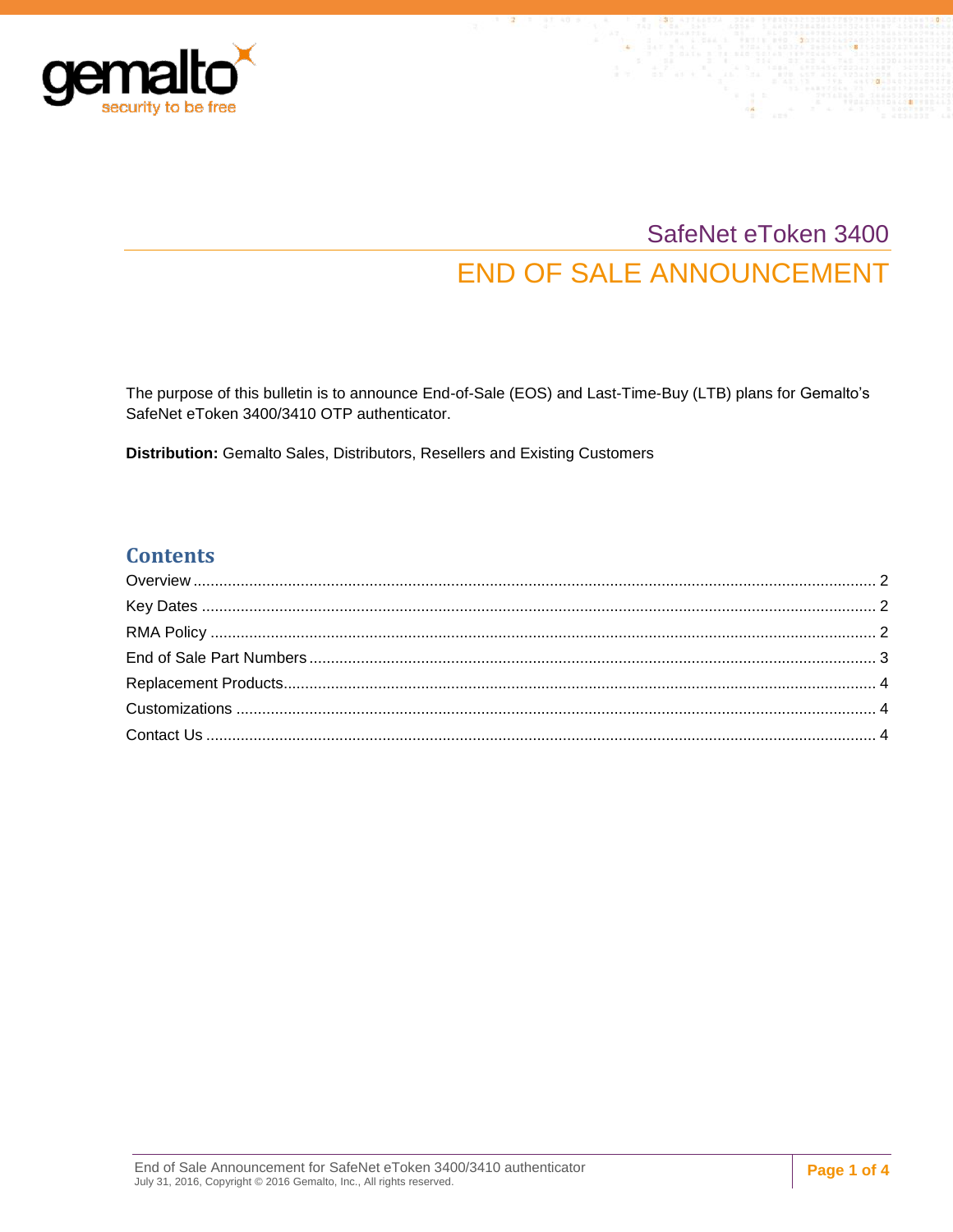# SafeNet eToken 3400

# END OF SALE ANNOUNCEMENT

The purpose of this bulletin is to announce End-of-Sale (EOS) and Last-Time-Buy (LTB) plans for Gemalto's SafeNet eToken 3400/3410 OTP authenticator.

**Distribution:** Gemalto Sales, Distributors, Resellers and Existing Customers

## Contents

- Overview ... 2
- Key Dates ... 2
- RMA Policy ... 2
- End of Sale Part Numbers ... 3
- Replacement Products ... 4
- Customizations ... 4
- Contact Us ... 4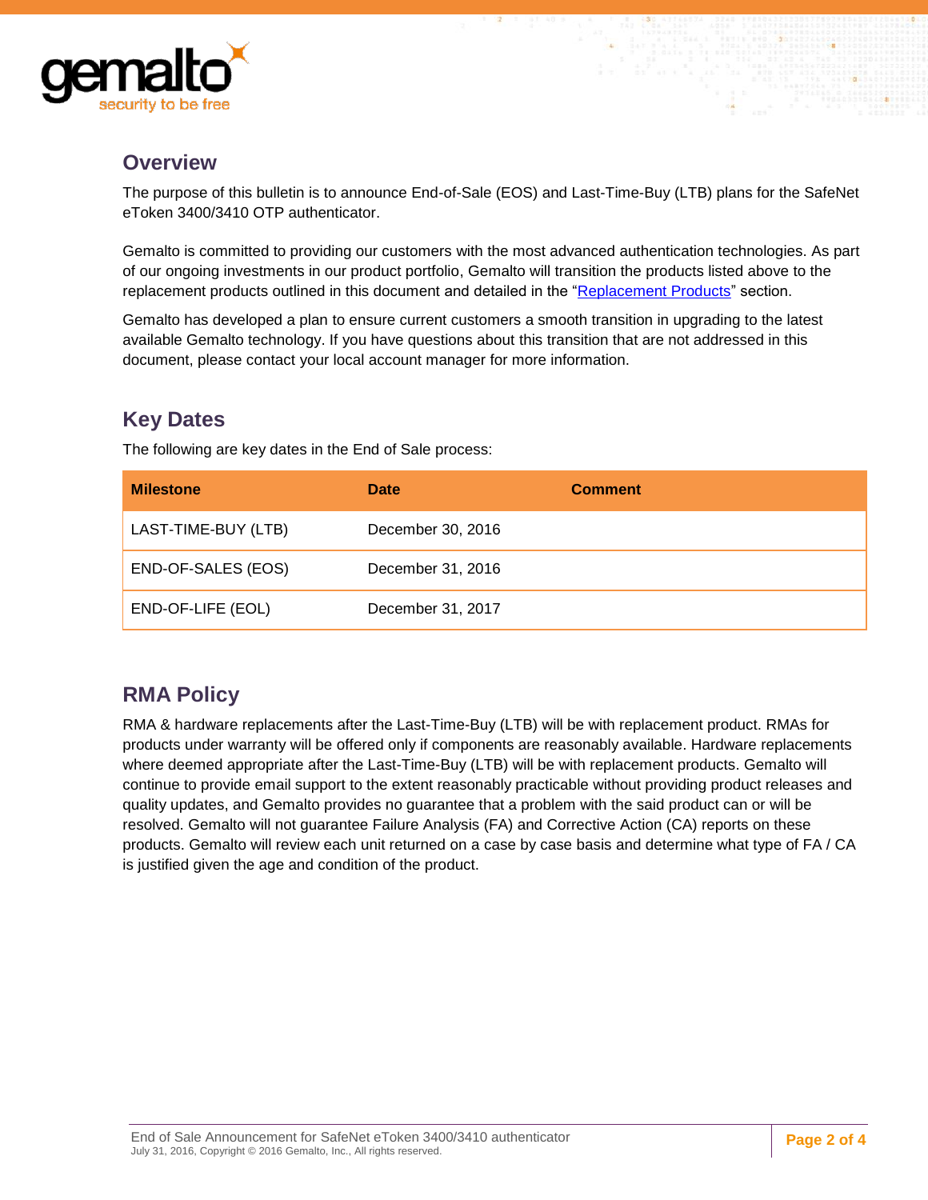## Overview

The purpose of this bulletin is to announce End-of-Sale (EOS) and Last-Time-Buy (LTB) plans for the SafeNet eToken 3400/3410 OTP authenticator.

Gemalto is committed to providing our customers with the most advanced authentication technologies. As part of our ongoing investments in our product portfolio, Gemalto will transition the products listed above to the replacement products outlined in this document and detailed in the "Replacement Products" section.

Gemalto has developed a plan to ensure current customers a smooth transition in upgrading to the latest available Gemalto technology. If you have questions about this transition that are not addressed in this document, please contact your local account manager for more information.

## Key Dates

The following are key dates in the End of Sale process:

| Milestone | Date | Comment |
|---|---|---|
| LAST-TIME-BUY (LTB) | December 30, 2016 | |
| END-OF-SALES (EOS) | December 31, 2016 | |
| END-OF-LIFE (EOL) | December 31, 2017 | |

## RMA Policy

RMA & hardware replacements after the Last-Time-Buy (LTB) will be with replacement product. RMAs for products under warranty will be offered only if components are reasonably available. Hardware replacements where deemed appropriate after the Last-Time-Buy (LTB) will be with replacement products. Gemalto will continue to provide email support to the extent reasonably practicable without providing product releases and quality updates, and Gemalto provides no guarantee that a problem with the said product can or will be resolved. Gemalto will not guarantee Failure Analysis (FA) and Corrective Action (CA) reports on these products. Gemalto will review each unit returned on a case by case basis and determine what type of FA / CA is justified given the age and condition of the product.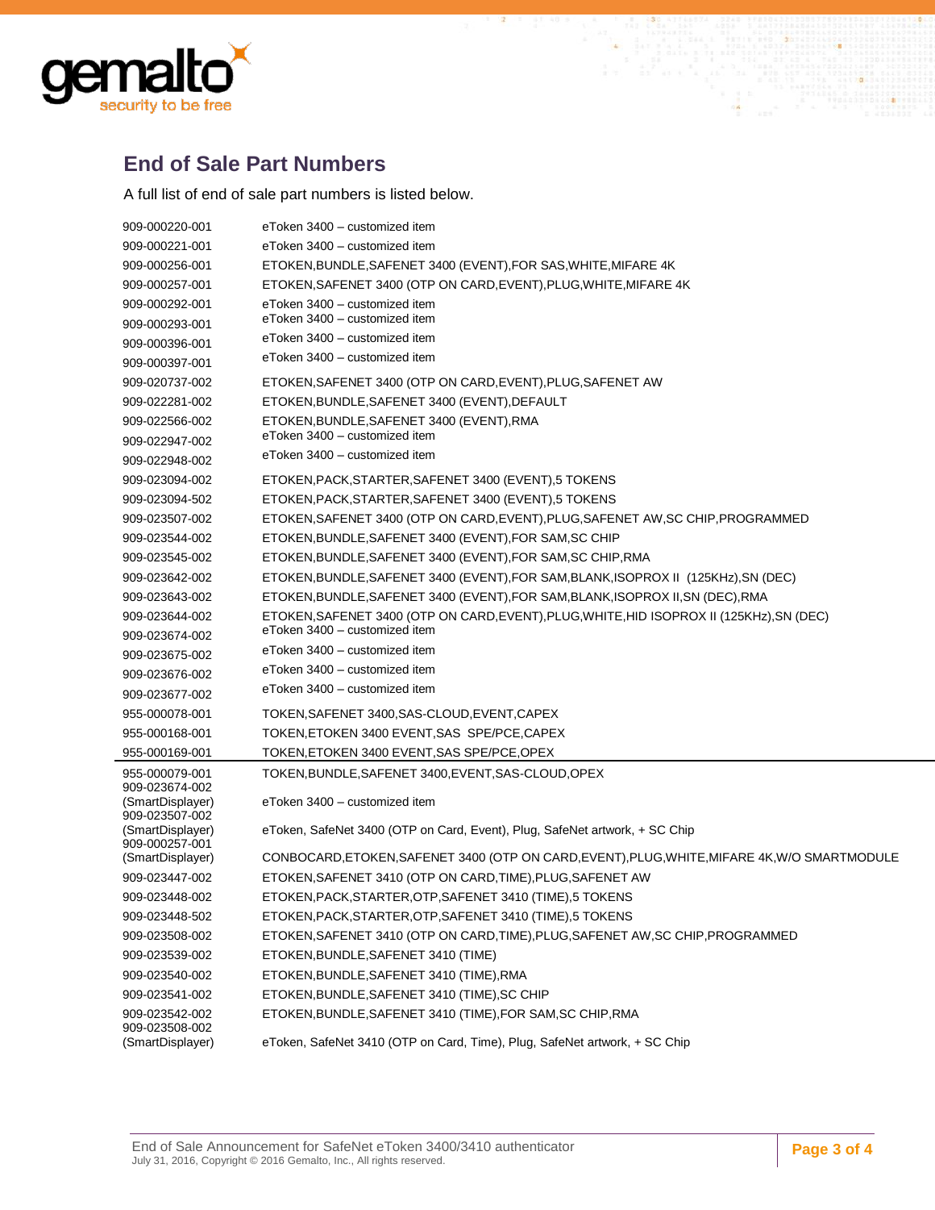## End of Sale Part Numbers

A full list of end of sale part numbers is listed below.

| Part Number | Description |
|---|---|
| 909-000220-001 | eToken 3400 – customized item |
| 909-000221-001 | eToken 3400 – customized item |
| 909-000256-001 | ETOKEN,BUNDLE,SAFENET 3400 (EVENT),FOR SAS,WHITE,MIFARE 4K |
| 909-000257-001 | ETOKEN,SAFENET 3400 (OTP ON CARD,EVENT),PLUG,WHITE,MIFARE 4K |
| 909-000292-001 | eToken 3400 – customized item |
| 909-000293-001 | eToken 3400 – customized item |
| 909-000396-001 | eToken 3400 – customized item |
| 909-000397-001 | eToken 3400 – customized item |
| 909-020737-002 | ETOKEN,SAFENET 3400 (OTP ON CARD,EVENT),PLUG,SAFENET AW |
| 909-022281-002 | ETOKEN,BUNDLE,SAFENET 3400 (EVENT),DEFAULT |
| 909-022566-002 | ETOKEN,BUNDLE,SAFENET 3400 (EVENT),RMA |
| 909-022947-002 | eToken 3400 – customized item |
| 909-022948-002 | eToken 3400 – customized item |
| 909-023094-002 | ETOKEN,PACK,STARTER,SAFENET 3400 (EVENT),5 TOKENS |
| 909-023094-502 | ETOKEN,PACK,STARTER,SAFENET 3400 (EVENT),5 TOKENS |
| 909-023507-002 | ETOKEN,SAFENET 3400 (OTP ON CARD,EVENT),PLUG,SAFENET AW,SC CHIP,PROGRAMMED |
| 909-023544-002 | ETOKEN,BUNDLE,SAFENET 3400 (EVENT),FOR SAM,SC CHIP |
| 909-023545-002 | ETOKEN,BUNDLE,SAFENET 3400 (EVENT),FOR SAM,SC CHIP,RMA |
| 909-023642-002 | ETOKEN,BUNDLE,SAFENET 3400 (EVENT),FOR SAM,BLANK,ISOPROX II (125KHz),SN (DEC) |
| 909-023643-002 | ETOKEN,BUNDLE,SAFENET 3400 (EVENT),FOR SAM,BLANK,ISOPROX II,SN (DEC),RMA |
| 909-023644-002 | ETOKEN,SAFENET 3400 (OTP ON CARD,EVENT),PLUG,WHITE,HID ISOPROX II (125KHz),SN (DEC) |
| 909-023674-002 | eToken 3400 – customized item |
| 909-023675-002 | eToken 3400 – customized item |
| 909-023676-002 | eToken 3400 – customized item |
| 909-023677-002 | eToken 3400 – customized item |
| 955-000078-001 | TOKEN,SAFENET 3400,SAS-CLOUD,EVENT,CAPEX |
| 955-000168-001 | TOKEN,ETOKEN 3400 EVENT,SAS SPE/PCE,CAPEX |
| 955-000169-001 | TOKEN,ETOKEN 3400 EVENT,SAS SPE/PCE,OPEX |
| 955-000079-001 | TOKEN,BUNDLE,SAFENET 3400,EVENT,SAS-CLOUD,OPEX |
| 909-023674-002 (SmartDisplayer) | eToken 3400 – customized item |
| 909-023507-002 (SmartDisplayer) | eToken, SafeNet 3400 (OTP on Card, Event), Plug, SafeNet artwork, + SC Chip |
| 909-000257-001 (SmartDisplayer) | CONBOCARD,ETOKEN,SAFENET 3400 (OTP ON CARD,EVENT),PLUG,WHITE,MIFARE 4K,W/O SMARTMODULE |
| 909-023447-002 | ETOKEN,SAFENET 3410 (OTP ON CARD,TIME),PLUG,SAFENET AW |
| 909-023448-002 | ETOKEN,PACK,STARTER,OTP,SAFENET 3410 (TIME),5 TOKENS |
| 909-023448-502 | ETOKEN,PACK,STARTER,OTP,SAFENET 3410 (TIME),5 TOKENS |
| 909-023508-002 | ETOKEN,SAFENET 3410 (OTP ON CARD,TIME),PLUG,SAFENET AW,SC CHIP,PROGRAMMED |
| 909-023539-002 | ETOKEN,BUNDLE,SAFENET 3410 (TIME) |
| 909-023540-002 | ETOKEN,BUNDLE,SAFENET 3410 (TIME),RMA |
| 909-023541-002 | ETOKEN,BUNDLE,SAFENET 3410 (TIME),SC CHIP |
| 909-023542-002 | ETOKEN,BUNDLE,SAFENET 3410 (TIME),FOR SAM,SC CHIP,RMA |
| 909-023508-002 (SmartDisplayer) | eToken, SafeNet 3410 (OTP on Card, Time), Plug, SafeNet artwork, + SC Chip |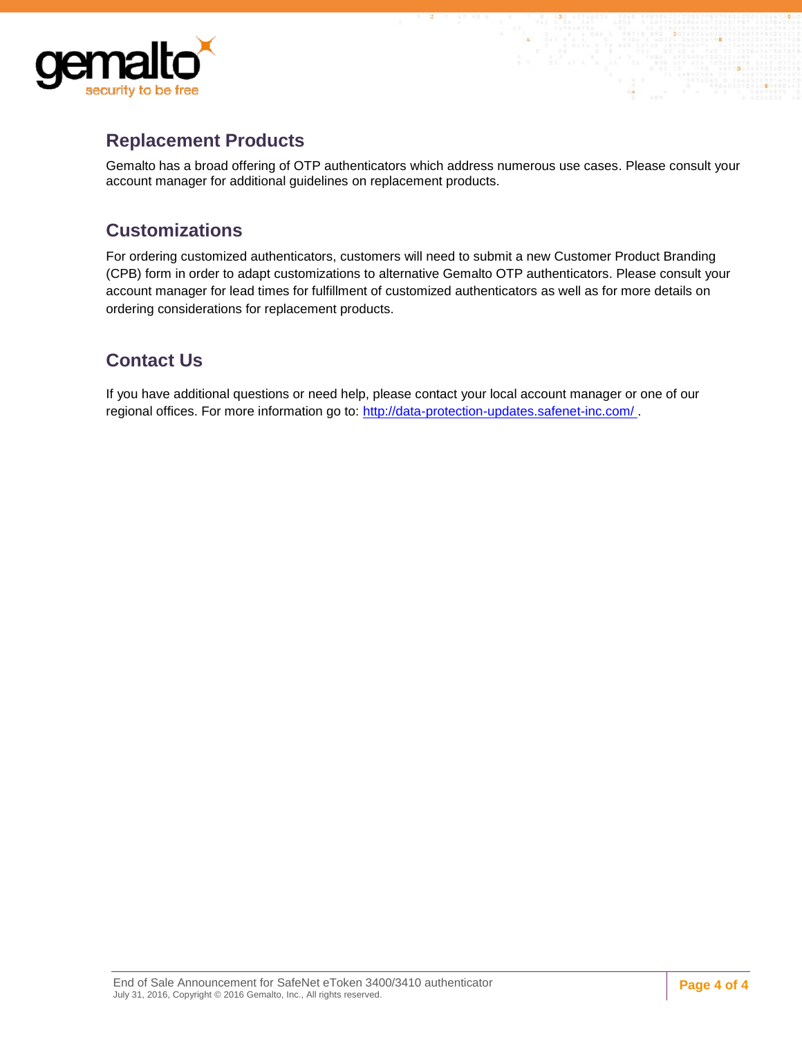## Replacement Products

Gemalto has a broad offering of OTP authenticators which address numerous use cases. Please consult your account manager for additional guidelines on replacement products.

## Customizations

For ordering customized authenticators, customers will need to submit a new Customer Product Branding (CPB) form in order to adapt customizations to alternative Gemalto OTP authenticators. Please consult your account manager for lead times for fulfillment of customized authenticators as well as for more details on ordering considerations for replacement products.

## Contact Us

If you have additional questions or need help, please contact your local account manager or one of our regional offices. For more information go to: http://data-protection-updates.safenet-inc.com/ .